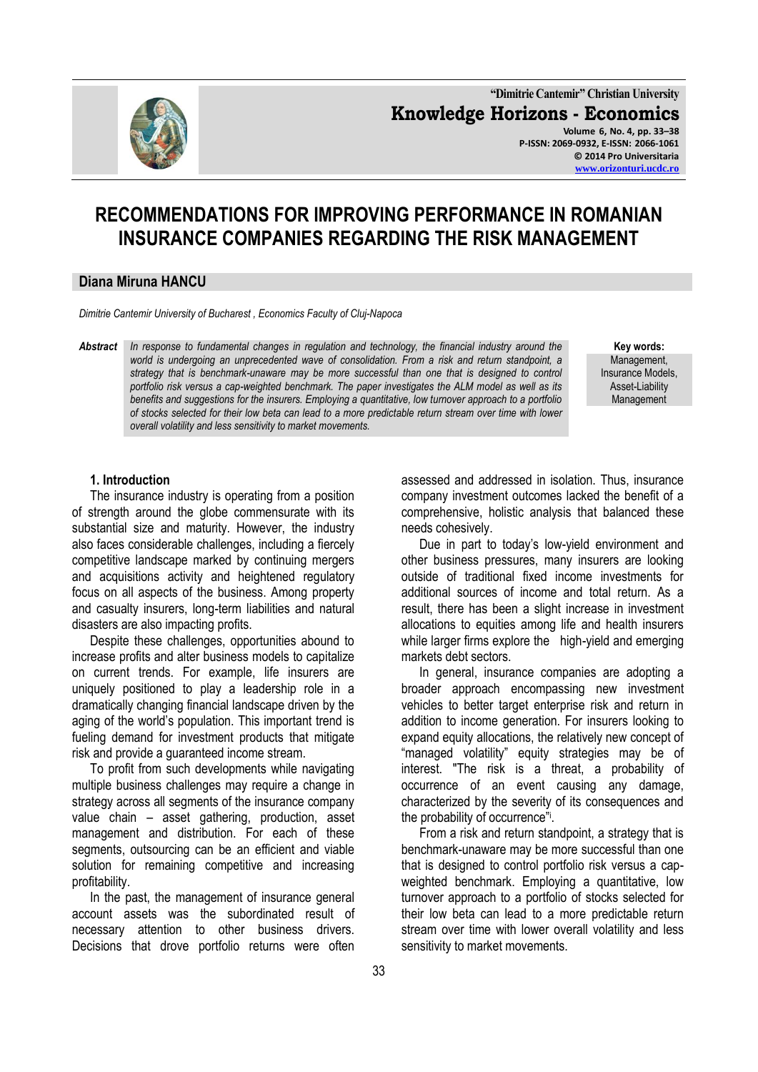# RECOMMENDATIONS FOR IMPROVING PERFORMANCE IN ROMANIAN INSURANCE COMPANIES REGARDING THE RISK MANAGEMENT

**Diana Miruna HANCU**

*Dimitrie Cantemir University of Bucharest , Economics Faculty of Cluj-Napoca*

***Abstract*** *In response to fundamental changes in regulation and technology, the financial industry around the world is undergoing an unprecedented wave of consolidation. From a risk and return standpoint, a strategy that is benchmark-unaware may be more successful than one that is designed to control portfolio risk versus a cap-weighted benchmark. The paper investigates the ALM model as well as its benefits and suggestions for the insurers. Employing a quantitative, low turnover approach to a portfolio of stocks selected for their low beta can lead to a more predictable return stream over time with lower overall volatility and less sensitivity to market movements.*

**Key words:** Management, Insurance Models, Asset-Liability Management

## 1. Introduction

The insurance industry is operating from a position of strength around the globe commensurate with its substantial size and maturity. However, the industry also faces considerable challenges, including a fiercely competitive landscape marked by continuing mergers and acquisitions activity and heightened regulatory focus on all aspects of the business. Among property and casualty insurers, long-term liabilities and natural disasters are also impacting profits.

Despite these challenges, opportunities abound to increase profits and alter business models to capitalize on current trends. For example, life insurers are uniquely positioned to play a leadership role in a dramatically changing financial landscape driven by the aging of the world's population. This important trend is fueling demand for investment products that mitigate risk and provide a guaranteed income stream.

To profit from such developments while navigating multiple business challenges may require a change in strategy across all segments of the insurance company value chain – asset gathering, production, asset management and distribution. For each of these segments, outsourcing can be an efficient and viable solution for remaining competitive and increasing profitability.

In the past, the management of insurance general account assets was the subordinated result of necessary attention to other business drivers. Decisions that drove portfolio returns were often assessed and addressed in isolation. Thus, insurance company investment outcomes lacked the benefit of a comprehensive, holistic analysis that balanced these needs cohesively.

Due in part to today's low-yield environment and other business pressures, many insurers are looking outside of traditional fixed income investments for additional sources of income and total return. As a result, there has been a slight increase in investment allocations to equities among life and health insurers while larger firms explore the high-yield and emerging markets debt sectors.

In general, insurance companies are adopting a broader approach encompassing new investment vehicles to better target enterprise risk and return in addition to income generation. For insurers looking to expand equity allocations, the relatively new concept of "managed volatility" equity strategies may be of interest. "The risk is a threat, a probability of occurrence of an event causing any damage, characterized by the severity of its consequences and the probability of occurrence"[i].

From a risk and return standpoint, a strategy that is benchmark-unaware may be more successful than one that is designed to control portfolio risk versus a cap-weighted benchmark. Employing a quantitative, low turnover approach to a portfolio of stocks selected for their low beta can lead to a more predictable return stream over time with lower overall volatility and less sensitivity to market movements.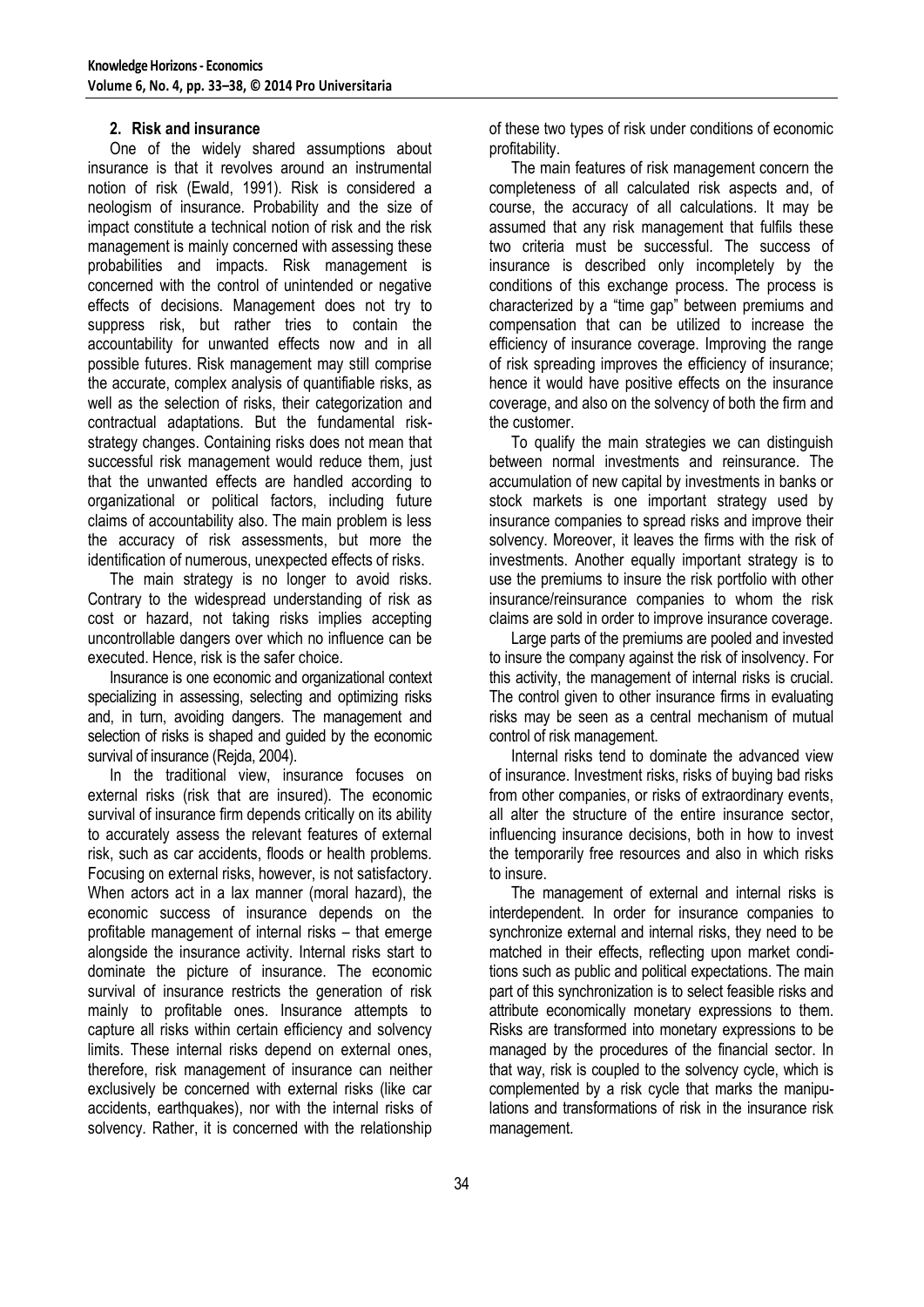## 2. Risk and insurance

One of the widely shared assumptions about insurance is that it revolves around an instrumental notion of risk (Ewald, 1991). Risk is considered a neologism of insurance. Probability and the size of impact constitute a technical notion of risk and the risk management is mainly concerned with assessing these probabilities and impacts. Risk management is concerned with the control of unintended or negative effects of decisions. Management does not try to suppress risk, but rather tries to contain the accountability for unwanted effects now and in all possible futures. Risk management may still comprise the accurate, complex analysis of quantifiable risks, as well as the selection of risks, their categorization and contractual adaptations. But the fundamental risk-strategy changes. Containing risks does not mean that successful risk management would reduce them, just that the unwanted effects are handled according to organizational or political factors, including future claims of accountability also. The main problem is less the accuracy of risk assessments, but more the identification of numerous, unexpected effects of risks.

The main strategy is no longer to avoid risks. Contrary to the widespread understanding of risk as cost or hazard, not taking risks implies accepting uncontrollable dangers over which no influence can be executed. Hence, risk is the safer choice.

Insurance is one economic and organizational context specializing in assessing, selecting and optimizing risks and, in turn, avoiding dangers. The management and selection of risks is shaped and guided by the economic survival of insurance (Rejda, 2004).

In the traditional view, insurance focuses on external risks (risk that are insured). The economic survival of insurance firm depends critically on its ability to accurately assess the relevant features of external risk, such as car accidents, floods or health problems. Focusing on external risks, however, is not satisfactory. When actors act in a lax manner (moral hazard), the economic success of insurance depends on the profitable management of internal risks – that emerge alongside the insurance activity. Internal risks start to dominate the picture of insurance. The economic survival of insurance restricts the generation of risk mainly to profitable ones. Insurance attempts to capture all risks within certain efficiency and solvency limits. These internal risks depend on external ones, therefore, risk management of insurance can neither exclusively be concerned with external risks (like car accidents, earthquakes), nor with the internal risks of solvency. Rather, it is concerned with the relationship of these two types of risk under conditions of economic profitability.

The main features of risk management concern the completeness of all calculated risk aspects and, of course, the accuracy of all calculations. It may be assumed that any risk management that fulfils these two criteria must be successful. The success of insurance is described only incompletely by the conditions of this exchange process. The process is characterized by a "time gap" between premiums and compensation that can be utilized to increase the efficiency of insurance coverage. Improving the range of risk spreading improves the efficiency of insurance; hence it would have positive effects on the insurance coverage, and also on the solvency of both the firm and the customer.

To qualify the main strategies we can distinguish between normal investments and reinsurance. The accumulation of new capital by investments in banks or stock markets is one important strategy used by insurance companies to spread risks and improve their solvency. Moreover, it leaves the firms with the risk of investments. Another equally important strategy is to use the premiums to insure the risk portfolio with other insurance/reinsurance companies to whom the risk claims are sold in order to improve insurance coverage.

Large parts of the premiums are pooled and invested to insure the company against the risk of insolvency. For this activity, the management of internal risks is crucial. The control given to other insurance firms in evaluating risks may be seen as a central mechanism of mutual control of risk management.

Internal risks tend to dominate the advanced view of insurance. Investment risks, risks of buying bad risks from other companies, or risks of extraordinary events, all alter the structure of the entire insurance sector, influencing insurance decisions, both in how to invest the temporarily free resources and also in which risks to insure.

The management of external and internal risks is interdependent. In order for insurance companies to synchronize external and internal risks, they need to be matched in their effects, reflecting upon market conditions such as public and political expectations. The main part of this synchronization is to select feasible risks and attribute economically monetary expressions to them. Risks are transformed into monetary expressions to be managed by the procedures of the financial sector. In that way, risk is coupled to the solvency cycle, which is complemented by a risk cycle that marks the manipulations and transformations of risk in the insurance risk management.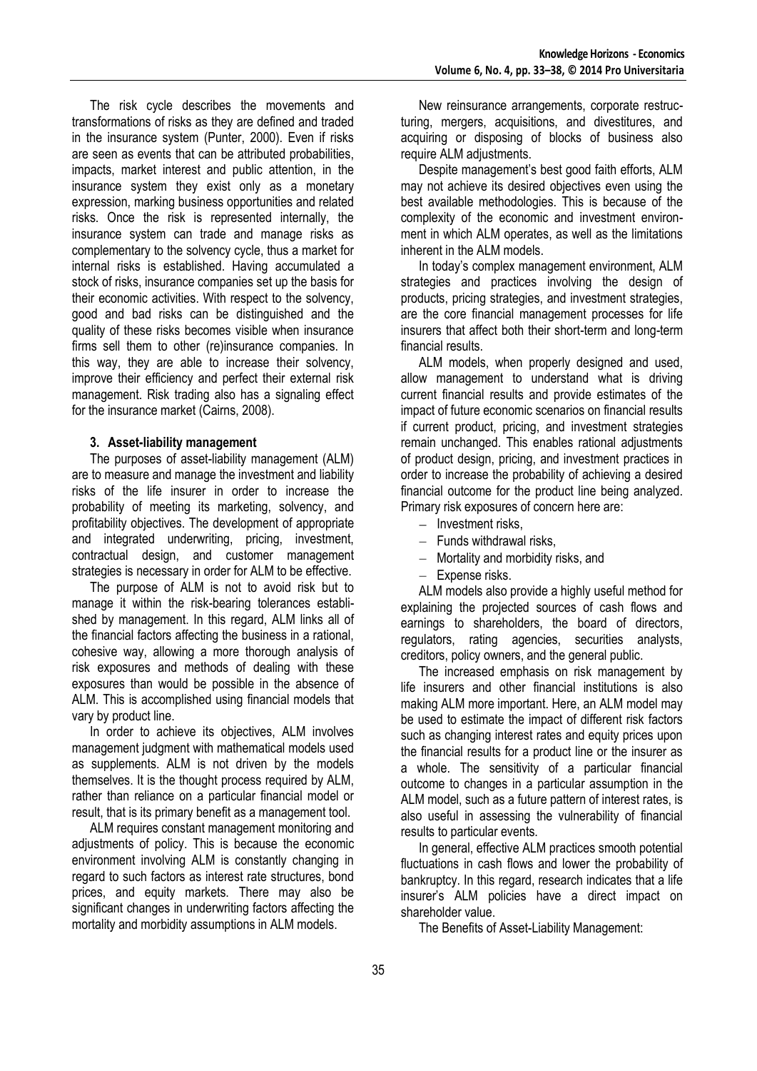The risk cycle describes the movements and transformations of risks as they are defined and traded in the insurance system (Punter, 2000). Even if risks are seen as events that can be attributed probabilities, impacts, market interest and public attention, in the insurance system they exist only as a monetary expression, marking business opportunities and related risks. Once the risk is represented internally, the insurance system can trade and manage risks as complementary to the solvency cycle, thus a market for internal risks is established. Having accumulated a stock of risks, insurance companies set up the basis for their economic activities. With respect to the solvency, good and bad risks can be distinguished and the quality of these risks becomes visible when insurance firms sell them to other (re)insurance companies. In this way, they are able to increase their solvency, improve their efficiency and perfect their external risk management. Risk trading also has a signaling effect for the insurance market (Cairns, 2008).

## 3. Asset-liability management

The purposes of asset-liability management (ALM) are to measure and manage the investment and liability risks of the life insurer in order to increase the probability of meeting its marketing, solvency, and profitability objectives. The development of appropriate and integrated underwriting, pricing, investment, contractual design, and customer management strategies is necessary in order for ALM to be effective.

The purpose of ALM is not to avoid risk but to manage it within the risk-bearing tolerances established by management. In this regard, ALM links all of the financial factors affecting the business in a rational, cohesive way, allowing a more thorough analysis of risk exposures and methods of dealing with these exposures than would be possible in the absence of ALM. This is accomplished using financial models that vary by product line.

In order to achieve its objectives, ALM involves management judgment with mathematical models used as supplements. ALM is not driven by the models themselves. It is the thought process required by ALM, rather than reliance on a particular financial model or result, that is its primary benefit as a management tool.

ALM requires constant management monitoring and adjustments of policy. This is because the economic environment involving ALM is constantly changing in regard to such factors as interest rate structures, bond prices, and equity markets. There may also be significant changes in underwriting factors affecting the mortality and morbidity assumptions in ALM models.

New reinsurance arrangements, corporate restructuring, mergers, acquisitions, and divestitures, and acquiring or disposing of blocks of business also require ALM adjustments.

Despite management's best good faith efforts, ALM may not achieve its desired objectives even using the best available methodologies. This is because of the complexity of the economic and investment environment in which ALM operates, as well as the limitations inherent in the ALM models.

In today's complex management environment, ALM strategies and practices involving the design of products, pricing strategies, and investment strategies, are the core financial management processes for life insurers that affect both their short-term and long-term financial results.

ALM models, when properly designed and used, allow management to understand what is driving current financial results and provide estimates of the impact of future economic scenarios on financial results if current product, pricing, and investment strategies remain unchanged. This enables rational adjustments of product design, pricing, and investment practices in order to increase the probability of achieving a desired financial outcome for the product line being analyzed. Primary risk exposures of concern here are:

- Investment risks,
- Funds withdrawal risks,
- Mortality and morbidity risks, and
- Expense risks.

ALM models also provide a highly useful method for explaining the projected sources of cash flows and earnings to shareholders, the board of directors, regulators, rating agencies, securities analysts, creditors, policy owners, and the general public.

The increased emphasis on risk management by life insurers and other financial institutions is also making ALM more important. Here, an ALM model may be used to estimate the impact of different risk factors such as changing interest rates and equity prices upon the financial results for a product line or the insurer as a whole. The sensitivity of a particular financial outcome to changes in a particular assumption in the ALM model, such as a future pattern of interest rates, is also useful in assessing the vulnerability of financial results to particular events.

In general, effective ALM practices smooth potential fluctuations in cash flows and lower the probability of bankruptcy. In this regard, research indicates that a life insurer's ALM policies have a direct impact on shareholder value.

The Benefits of Asset-Liability Management: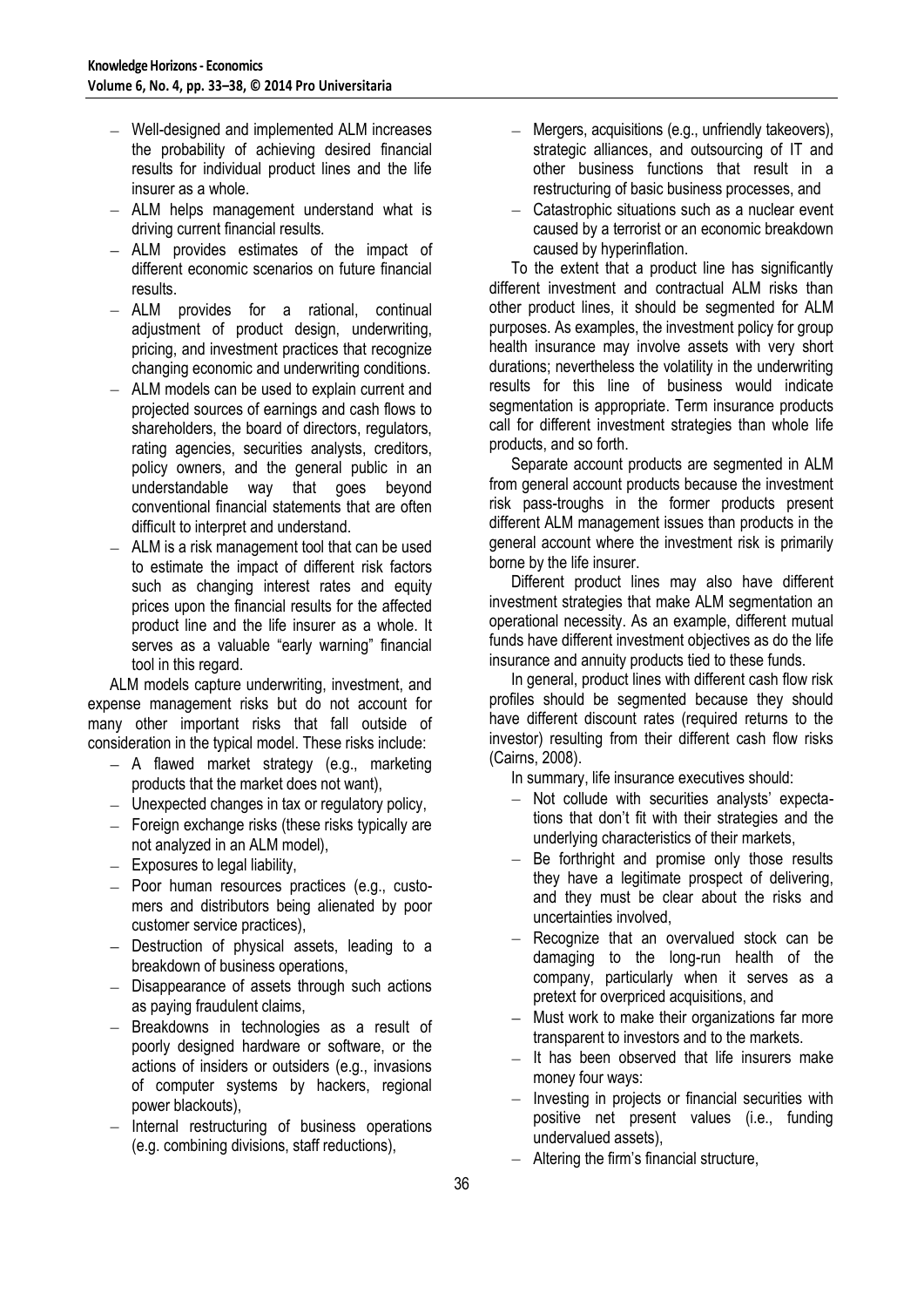- Well-designed and implemented ALM increases the probability of achieving desired financial results for individual product lines and the life insurer as a whole.
- ALM helps management understand what is driving current financial results.
- ALM provides estimates of the impact of different economic scenarios on future financial results.
- ALM provides for a rational, continual adjustment of product design, underwriting, pricing, and investment practices that recognize changing economic and underwriting conditions.
- ALM models can be used to explain current and projected sources of earnings and cash flows to shareholders, the board of directors, regulators, rating agencies, securities analysts, creditors, policy owners, and the general public in an understandable way that goes beyond conventional financial statements that are often difficult to interpret and understand.
- ALM is a risk management tool that can be used to estimate the impact of different risk factors such as changing interest rates and equity prices upon the financial results for the affected product line and the life insurer as a whole. It serves as a valuable "early warning" financial tool in this regard.

ALM models capture underwriting, investment, and expense management risks but do not account for many other important risks that fall outside of consideration in the typical model. These risks include:

- A flawed market strategy (e.g., marketing products that the market does not want),
- Unexpected changes in tax or regulatory policy,
- Foreign exchange risks (these risks typically are not analyzed in an ALM model),
- Exposures to legal liability,
- Poor human resources practices (e.g., customers and distributors being alienated by poor customer service practices),
- Destruction of physical assets, leading to a breakdown of business operations,
- Disappearance of assets through such actions as paying fraudulent claims,
- Breakdowns in technologies as a result of poorly designed hardware or software, or the actions of insiders or outsiders (e.g., invasions of computer systems by hackers, regional power blackouts),
- Internal restructuring of business operations (e.g. combining divisions, staff reductions),
- Mergers, acquisitions (e.g., unfriendly takeovers), strategic alliances, and outsourcing of IT and other business functions that result in a restructuring of basic business processes, and
- Catastrophic situations such as a nuclear event caused by a terrorist or an economic breakdown caused by hyperinflation.

To the extent that a product line has significantly different investment and contractual ALM risks than other product lines, it should be segmented for ALM purposes. As examples, the investment policy for group health insurance may involve assets with very short durations; nevertheless the volatility in the underwriting results for this line of business would indicate segmentation is appropriate. Term insurance products call for different investment strategies than whole life products, and so forth.

Separate account products are segmented in ALM from general account products because the investment risk pass-troughs in the former products present different ALM management issues than products in the general account where the investment risk is primarily borne by the life insurer.

Different product lines may also have different investment strategies that make ALM segmentation an operational necessity. As an example, different mutual funds have different investment objectives as do the life insurance and annuity products tied to these funds.

In general, product lines with different cash flow risk profiles should be segmented because they should have different discount rates (required returns to the investor) resulting from their different cash flow risks (Cairns, 2008).

In summary, life insurance executives should:

- Not collude with securities analysts' expectations that don't fit with their strategies and the underlying characteristics of their markets,
- Be forthright and promise only those results they have a legitimate prospect of delivering, and they must be clear about the risks and uncertainties involved,
- Recognize that an overvalued stock can be damaging to the long-run health of the company, particularly when it serves as a pretext for overpriced acquisitions, and
- Must work to make their organizations far more transparent to investors and to the markets.
- It has been observed that life insurers make money four ways:
- Investing in projects or financial securities with positive net present values (i.e., funding undervalued assets),
- Altering the firm's financial structure,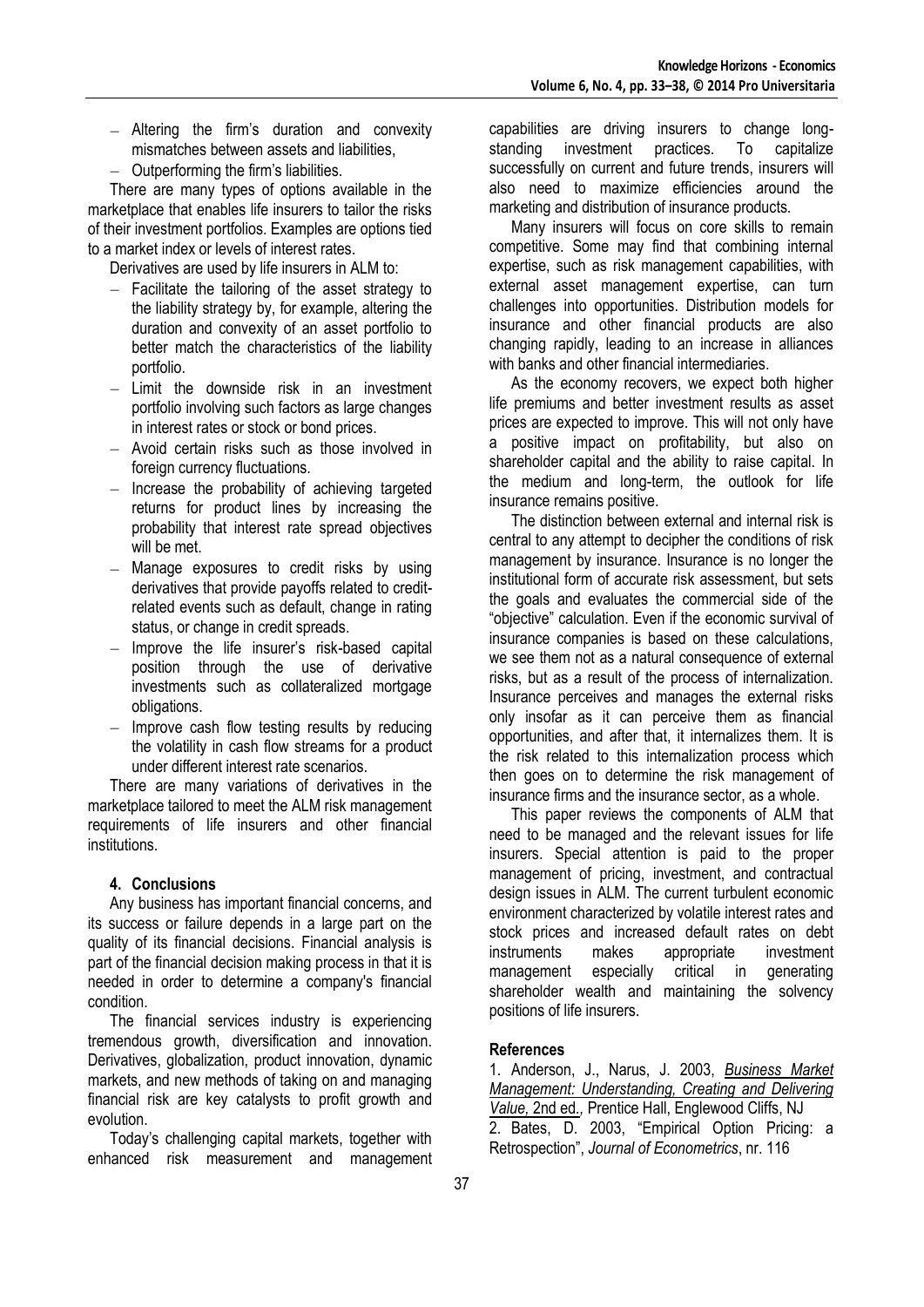- Altering the firm's duration and convexity mismatches between assets and liabilities,
- Outperforming the firm's liabilities.

There are many types of options available in the marketplace that enables life insurers to tailor the risks of their investment portfolios. Examples are options tied to a market index or levels of interest rates.

Derivatives are used by life insurers in ALM to:

- Facilitate the tailoring of the asset strategy to the liability strategy by, for example, altering the duration and convexity of an asset portfolio to better match the characteristics of the liability portfolio.
- Limit the downside risk in an investment portfolio involving such factors as large changes in interest rates or stock or bond prices.
- Avoid certain risks such as those involved in foreign currency fluctuations.
- Increase the probability of achieving targeted returns for product lines by increasing the probability that interest rate spread objectives will be met.
- Manage exposures to credit risks by using derivatives that provide payoffs related to credit-related events such as default, change in rating status, or change in credit spreads.
- Improve the life insurer's risk-based capital position through the use of derivative investments such as collateralized mortgage obligations.
- Improve cash flow testing results by reducing the volatility in cash flow streams for a product under different interest rate scenarios.

There are many variations of derivatives in the marketplace tailored to meet the ALM risk management requirements of life insurers and other financial institutions.

## 4. Conclusions

Any business has important financial concerns, and its success or failure depends in a large part on the quality of its financial decisions. Financial analysis is part of the financial decision making process in that it is needed in order to determine a company's financial condition.

The financial services industry is experiencing tremendous growth, diversification and innovation. Derivatives, globalization, product innovation, dynamic markets, and new methods of taking on and managing financial risk are key catalysts to profit growth and evolution.

Today's challenging capital markets, together with enhanced risk measurement and management capabilities are driving insurers to change long-standing investment practices. To capitalize successfully on current and future trends, insurers will also need to maximize efficiencies around the marketing and distribution of insurance products.

Many insurers will focus on core skills to remain competitive. Some may find that combining internal expertise, such as risk management capabilities, with external asset management expertise, can turn challenges into opportunities. Distribution models for insurance and other financial products are also changing rapidly, leading to an increase in alliances with banks and other financial intermediaries.

As the economy recovers, we expect both higher life premiums and better investment results as asset prices are expected to improve. This will not only have a positive impact on profitability, but also on shareholder capital and the ability to raise capital. In the medium and long-term, the outlook for life insurance remains positive.

The distinction between external and internal risk is central to any attempt to decipher the conditions of risk management by insurance. Insurance is no longer the institutional form of accurate risk assessment, but sets the goals and evaluates the commercial side of the "objective" calculation. Even if the economic survival of insurance companies is based on these calculations, we see them not as a natural consequence of external risks, but as a result of the process of internalization. Insurance perceives and manages the external risks only insofar as it can perceive them as financial opportunities, and after that, it internalizes them. It is the risk related to this internalization process which then goes on to determine the risk management of insurance firms and the insurance sector, as a whole.

This paper reviews the components of ALM that need to be managed and the relevant issues for life insurers. Special attention is paid to the proper management of pricing, investment, and contractual design issues in ALM. The current turbulent economic environment characterized by volatile interest rates and stock prices and increased default rates on debt instruments makes appropriate investment management especially critical in generating shareholder wealth and maintaining the solvency positions of life insurers.

## References

1. Anderson, J., Narus, J. 2003, *Business Market Management: Understanding, Creating and Delivering Value,* 2nd ed., Prentice Hall, Englewood Cliffs, NJ
2. Bates, D. 2003, "Empirical Option Pricing: a Retrospection", *Journal of Econometrics*, nr. 116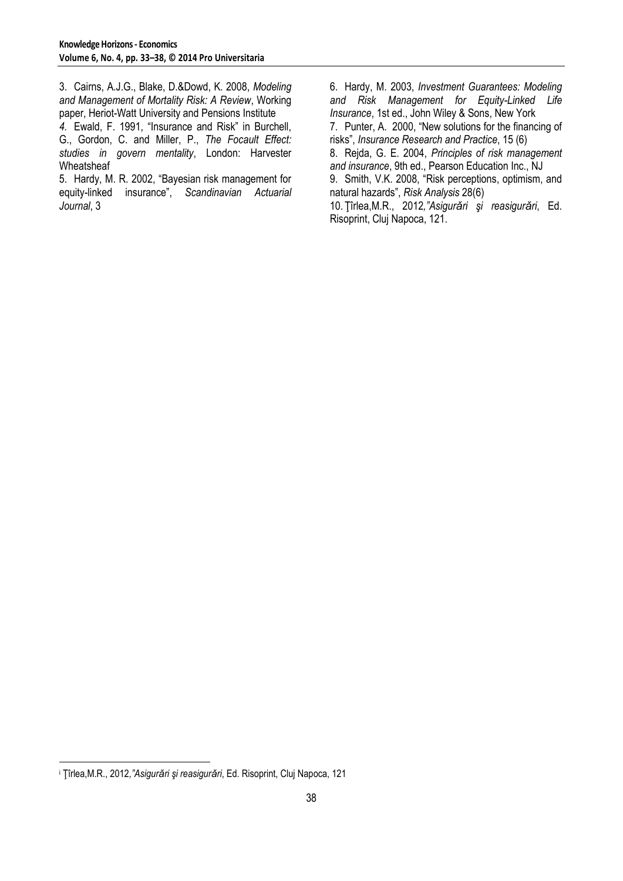3. Cairns, A.J.G., Blake, D.&Dowd, K. 2008, *Modeling and Management of Mortality Risk: A Review*, Working paper, Heriot-Watt University and Pensions Institute

*4.* Ewald, F. 1991, "Insurance and Risk" in Burchell, G., Gordon, C. and Miller, P., *The Focault Effect: studies in govern mentality*, London: Harvester Wheatsheaf

5. Hardy, M. R. 2002, "Bayesian risk management for equity-linked insurance", *Scandinavian Actuarial Journal*, 3

6. Hardy, M. 2003, *Investment Guarantees: Modeling and Risk Management for Equity-Linked Life Insurance*, 1st ed., John Wiley & Sons, New York

7. Punter, A. 2000, "New solutions for the financing of risks", *Insurance Research and Practice*, 15 (6)

8. Rejda, G. E. 2004, *Principles of risk management and insurance*, 9th ed., Pearson Education Inc., NJ

9. Smith, V.K. 2008, "Risk perceptions, optimism, and natural hazards", *Risk Analysis* 28(6)

10. Ţîrlea,M.R., 2012*,"Asigurări şi reasigurări*, Ed. Risoprint, Cluj Napoca, 121.

---

[i] Ţîrlea,M.R., 2012*,"Asigurări şi reasigurări*, Ed. Risoprint, Cluj Napoca, 121